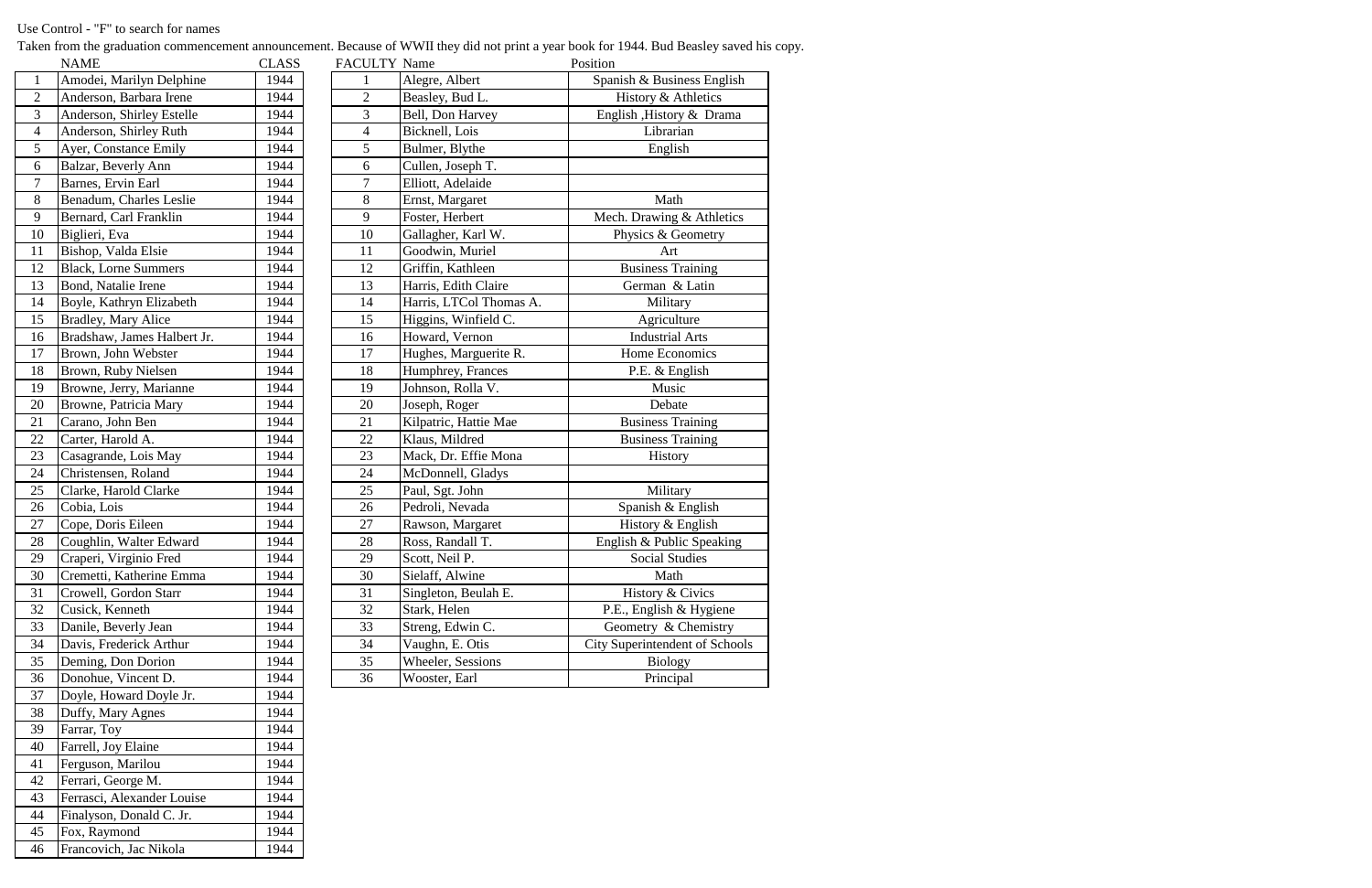Use Control - "F" to search for names

Taken from the graduation commencement announcement. Because of WWII they did not print a year book for 1944. Bud Beasley saved his copy.

| | NAME | CLASS |
|---|---|---|
| 1 | Amodei, Marilyn Delphine | 1944 |
| 2 | Anderson, Barbara Irene | 1944 |
| 3 | Anderson, Shirley Estelle | 1944 |
| 4 | Anderson, Shirley Ruth | 1944 |
| 5 | Ayer, Constance Emily | 1944 |
| 6 | Balzar, Beverly Ann | 1944 |
| 7 | Barnes, Ervin Earl | 1944 |
| 8 | Benadum, Charles Leslie | 1944 |
| 9 | Bernard, Carl Franklin | 1944 |
| 10 | Biglieri, Eva | 1944 |
| 11 | Bishop, Valda Elsie | 1944 |
| 12 | Black, Lorne Summers | 1944 |
| 13 | Bond, Natalie Irene | 1944 |
| 14 | Boyle, Kathryn Elizabeth | 1944 |
| 15 | Bradley, Mary Alice | 1944 |
| 16 | Bradshaw, James Halbert Jr. | 1944 |
| 17 | Brown, John Webster | 1944 |
| 18 | Brown, Ruby Nielsen | 1944 |
| 19 | Browne, Jerry, Marianne | 1944 |
| 20 | Browne, Patricia Mary | 1944 |
| 21 | Carano, John Ben | 1944 |
| 22 | Carter, Harold A. | 1944 |
| 23 | Casagrande, Lois May | 1944 |
| 24 | Christensen, Roland | 1944 |
| 25 | Clarke, Harold Clarke | 1944 |
| 26 | Cobia, Lois | 1944 |
| 27 | Cope, Doris Eileen | 1944 |
| 28 | Coughlin, Walter Edward | 1944 |
| 29 | Craperi, Virginio Fred | 1944 |
| 30 | Cremetti, Katherine Emma | 1944 |
| 31 | Crowell, Gordon Starr | 1944 |
| 32 | Cusick, Kenneth | 1944 |
| 33 | Danile, Beverly Jean | 1944 |
| 34 | Davis, Frederick Arthur | 1944 |
| 35 | Deming, Don Dorion | 1944 |
| 36 | Donohue, Vincent D. | 1944 |
| 37 | Doyle, Howard Doyle Jr. | 1944 |
| 38 | Duffy, Mary Agnes | 1944 |
| 39 | Farrar, Toy | 1944 |
| 40 | Farrell, Joy Elaine | 1944 |
| 41 | Ferguson, Marilou | 1944 |
| 42 | Ferrari, George M. | 1944 |
| 43 | Ferrasci, Alexander Louise | 1944 |
| 44 | Finalyson, Donald C. Jr. | 1944 |
| 45 | Fox, Raymond | 1944 |
| 46 | Francovich, Jac Nikola | 1944 |

| FACULTY | Name | Position |
|---|---|---|
| 1 | Alegre, Albert | Spanish & Business English |
| 2 | Beasley, Bud L. | History & Athletics |
| 3 | Bell, Don Harvey | English ,History & Drama |
| 4 | Bicknell, Lois | Librarian |
| 5 | Bulmer, Blythe | English |
| 6 | Cullen, Joseph T. | |
| 7 | Elliott, Adelaide | |
| 8 | Ernst, Margaret | Math |
| 9 | Foster, Herbert | Mech. Drawing & Athletics |
| 10 | Gallagher, Karl W. | Physics & Geometry |
| 11 | Goodwin, Muriel | Art |
| 12 | Griffin, Kathleen | Business Training |
| 13 | Harris, Edith Claire | German & Latin |
| 14 | Harris, LTCol Thomas A. | Military |
| 15 | Higgins, Winfield C. | Agriculture |
| 16 | Howard, Vernon | Industrial Arts |
| 17 | Hughes, Marguerite R. | Home Economics |
| 18 | Humphrey, Frances | P.E. & English |
| 19 | Johnson, Rolla V. | Music |
| 20 | Joseph, Roger | Debate |
| 21 | Kilpatric, Hattie Mae | Business Training |
| 22 | Klaus, Mildred | Business Training |
| 23 | Mack, Dr. Effie Mona | History |
| 24 | McDonnell, Gladys | |
| 25 | Paul, Sgt. John | Military |
| 26 | Pedroli, Nevada | Spanish & English |
| 27 | Rawson, Margaret | History & English |
| 28 | Ross, Randall T. | English & Public Speaking |
| 29 | Scott, Neil P. | Social Studies |
| 30 | Sielaff, Alwine | Math |
| 31 | Singleton, Beulah E. | History & Civics |
| 32 | Stark, Helen | P.E., English & Hygiene |
| 33 | Streng, Edwin C. | Geometry & Chemistry |
| 34 | Vaughn, E. Otis | City Superintendent of Schools |
| 35 | Wheeler, Sessions | Biology |
| 36 | Wooster, Earl | Principal |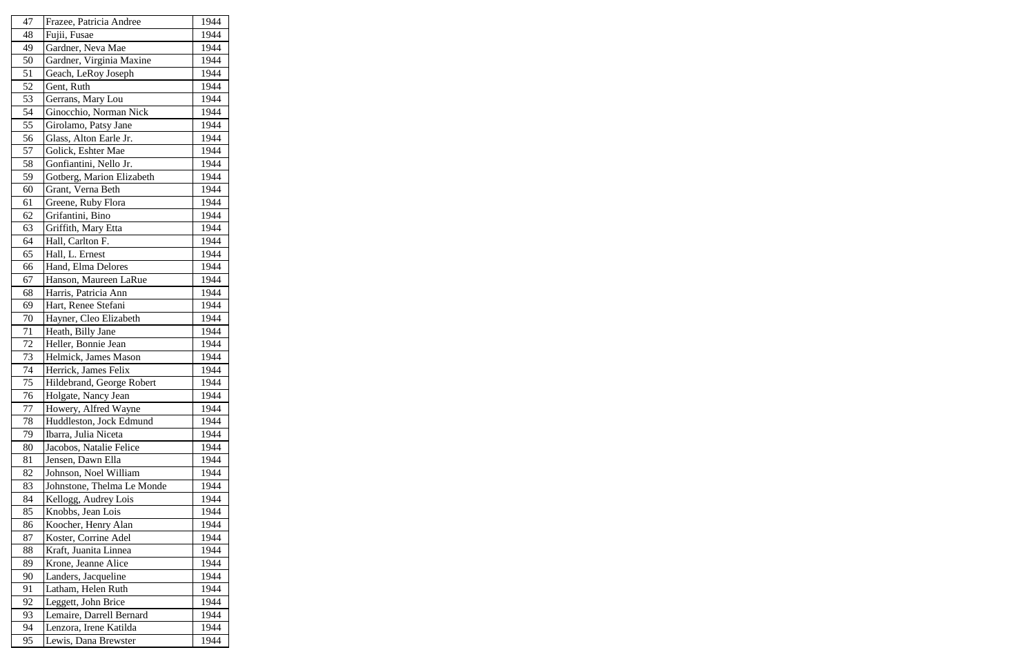| 47 | Frazee, Patricia Andree | 1944 |
|---|---|---|
| 48 | Fujii, Fusae | 1944 |
| 49 | Gardner, Neva Mae | 1944 |
| 50 | Gardner, Virginia Maxine | 1944 |
| 51 | Geach, LeRoy Joseph | 1944 |
| 52 | Gent, Ruth | 1944 |
| 53 | Gerrans, Mary Lou | 1944 |
| 54 | Ginocchio, Norman Nick | 1944 |
| 55 | Girolamo, Patsy Jane | 1944 |
| 56 | Glass, Alton Earle Jr. | 1944 |
| 57 | Golick, Eshter Mae | 1944 |
| 58 | Gonfiantini, Nello Jr. | 1944 |
| 59 | Gotberg, Marion Elizabeth | 1944 |
| 60 | Grant, Verna Beth | 1944 |
| 61 | Greene, Ruby Flora | 1944 |
| 62 | Grifantini, Bino | 1944 |
| 63 | Griffith, Mary Etta | 1944 |
| 64 | Hall, Carlton F. | 1944 |
| 65 | Hall, L. Ernest | 1944 |
| 66 | Hand, Elma Delores | 1944 |
| 67 | Hanson, Maureen LaRue | 1944 |
| 68 | Harris, Patricia Ann | 1944 |
| 69 | Hart, Renee Stefani | 1944 |
| 70 | Hayner, Cleo Elizabeth | 1944 |
| 71 | Heath, Billy Jane | 1944 |
| 72 | Heller, Bonnie Jean | 1944 |
| 73 | Helmick, James Mason | 1944 |
| 74 | Herrick, James Felix | 1944 |
| 75 | Hildebrand, George Robert | 1944 |
| 76 | Holgate, Nancy Jean | 1944 |
| 77 | Howery, Alfred Wayne | 1944 |
| 78 | Huddleston, Jock Edmund | 1944 |
| 79 | Ibarra, Julia Niceta | 1944 |
| 80 | Jacobos, Natalie Felice | 1944 |
| 81 | Jensen, Dawn Ella | 1944 |
| 82 | Johnson, Noel William | 1944 |
| 83 | Johnstone, Thelma Le Monde | 1944 |
| 84 | Kellogg, Audrey Lois | 1944 |
| 85 | Knobbs, Jean Lois | 1944 |
| 86 | Koocher, Henry Alan | 1944 |
| 87 | Koster, Corrine Adel | 1944 |
| 88 | Kraft, Juanita Linnea | 1944 |
| 89 | Krone, Jeanne Alice | 1944 |
| 90 | Landers, Jacqueline | 1944 |
| 91 | Latham, Helen Ruth | 1944 |
| 92 | Leggett, John Brice | 1944 |
| 93 | Lemaire, Darrell Bernard | 1944 |
| 94 | Lenzora, Irene Katilda | 1944 |
| 95 | Lewis, Dana Brewster | 1944 |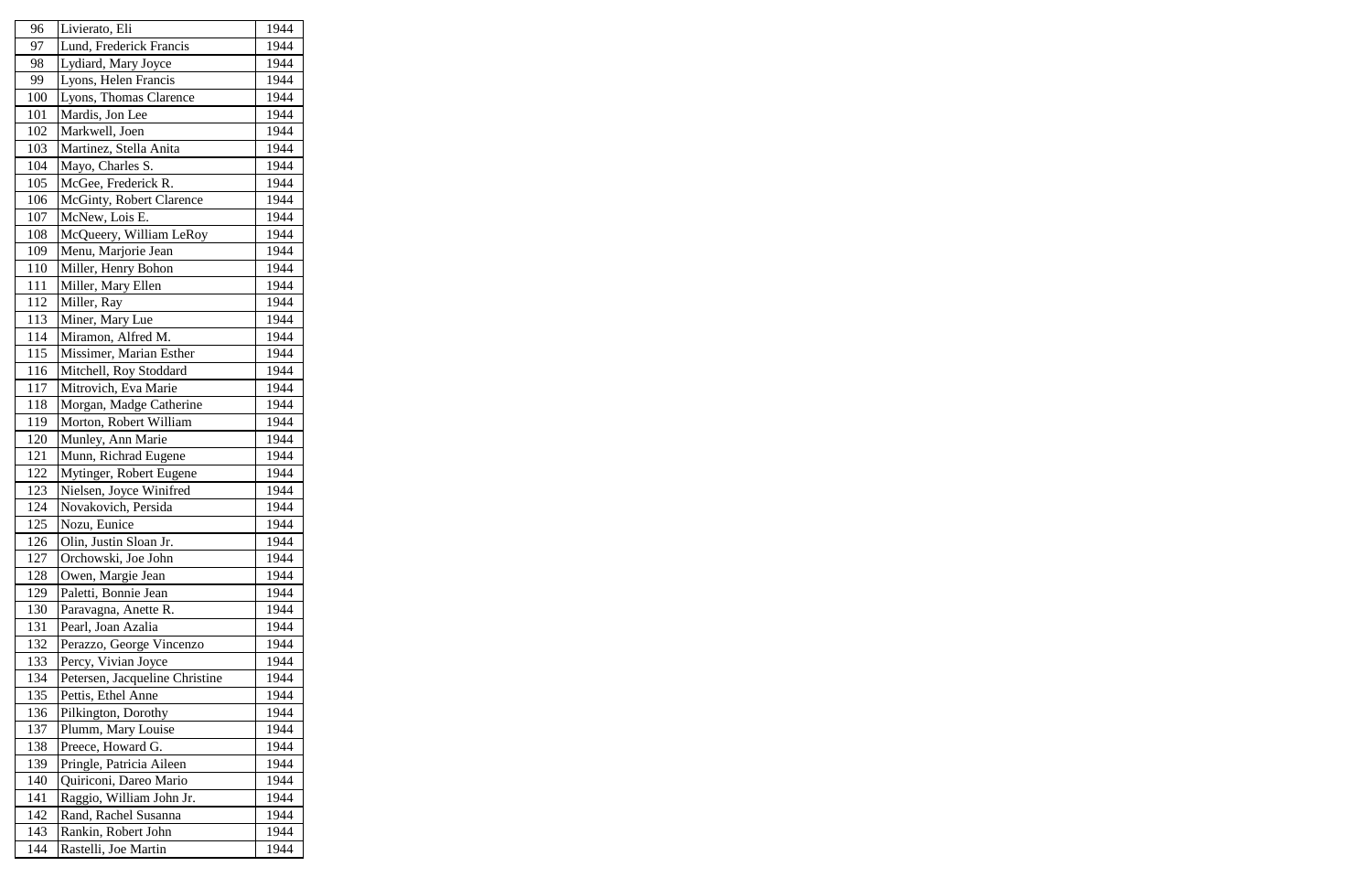| 96 | Livierato, Eli | 1944 |
|---|---|---|
| 97 | Lund, Frederick Francis | 1944 |
| 98 | Lydiard, Mary Joyce | 1944 |
| 99 | Lyons, Helen Francis | 1944 |
| 100 | Lyons, Thomas Clarence | 1944 |
| 101 | Mardis, Jon Lee | 1944 |
| 102 | Markwell, Joen | 1944 |
| 103 | Martinez, Stella Anita | 1944 |
| 104 | Mayo, Charles S. | 1944 |
| 105 | McGee, Frederick R. | 1944 |
| 106 | McGinty, Robert Clarence | 1944 |
| 107 | McNew, Lois E. | 1944 |
| 108 | McQueery, William LeRoy | 1944 |
| 109 | Menu, Marjorie Jean | 1944 |
| 110 | Miller, Henry Bohon | 1944 |
| 111 | Miller, Mary Ellen | 1944 |
| 112 | Miller, Ray | 1944 |
| 113 | Miner, Mary Lue | 1944 |
| 114 | Miramon, Alfred M. | 1944 |
| 115 | Missimer, Marian Esther | 1944 |
| 116 | Mitchell, Roy Stoddard | 1944 |
| 117 | Mitrovich, Eva Marie | 1944 |
| 118 | Morgan, Madge Catherine | 1944 |
| 119 | Morton, Robert William | 1944 |
| 120 | Munley, Ann Marie | 1944 |
| 121 | Munn, Richrad Eugene | 1944 |
| 122 | Mytinger, Robert Eugene | 1944 |
| 123 | Nielsen, Joyce Winifred | 1944 |
| 124 | Novakovich, Persida | 1944 |
| 125 | Nozu, Eunice | 1944 |
| 126 | Olin, Justin Sloan Jr. | 1944 |
| 127 | Orchowski, Joe John | 1944 |
| 128 | Owen, Margie Jean | 1944 |
| 129 | Paletti, Bonnie Jean | 1944 |
| 130 | Paravagna, Anette R. | 1944 |
| 131 | Pearl, Joan Azalia | 1944 |
| 132 | Perazzo, George Vincenzo | 1944 |
| 133 | Percy, Vivian Joyce | 1944 |
| 134 | Petersen, Jacqueline Christine | 1944 |
| 135 | Pettis, Ethel Anne | 1944 |
| 136 | Pilkington, Dorothy | 1944 |
| 137 | Plumm, Mary Louise | 1944 |
| 138 | Preece, Howard G. | 1944 |
| 139 | Pringle, Patricia Aileen | 1944 |
| 140 | Quiriconi, Dareo Mario | 1944 |
| 141 | Raggio, William John Jr. | 1944 |
| 142 | Rand, Rachel Susanna | 1944 |
| 143 | Rankin, Robert John | 1944 |
| 144 | Rastelli, Joe Martin | 1944 |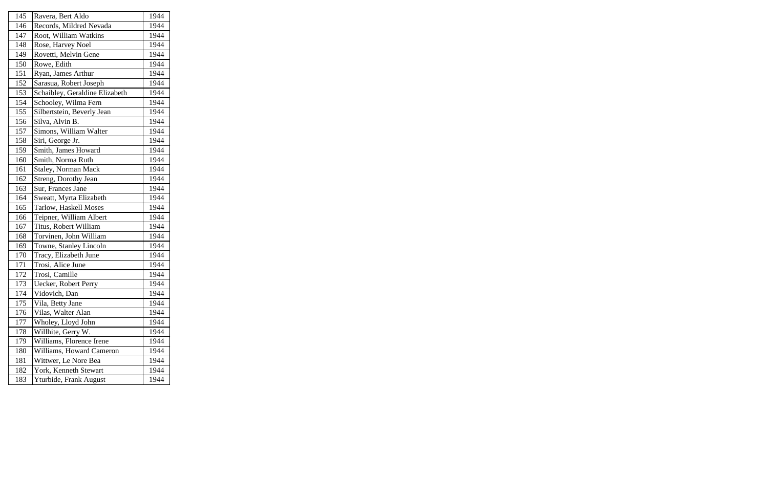| | | |
|---|---|---|
| 145 | Ravera, Bert Aldo | 1944 |
| 146 | Records, Mildred Nevada | 1944 |
| 147 | Root, William Watkins | 1944 |
| 148 | Rose, Harvey Noel | 1944 |
| 149 | Rovetti, Melvin Gene | 1944 |
| 150 | Rowe, Edith | 1944 |
| 151 | Ryan, James Arthur | 1944 |
| 152 | Sarasua, Robert Joseph | 1944 |
| 153 | Schaibley, Geraldine Elizabeth | 1944 |
| 154 | Schooley, Wilma Fern | 1944 |
| 155 | Silbertstein, Beverly Jean | 1944 |
| 156 | Silva, Alvin B. | 1944 |
| 157 | Simons, William Walter | 1944 |
| 158 | Siri, George Jr. | 1944 |
| 159 | Smith, James Howard | 1944 |
| 160 | Smith, Norma Ruth | 1944 |
| 161 | Staley, Norman Mack | 1944 |
| 162 | Streng, Dorothy Jean | 1944 |
| 163 | Sur, Frances Jane | 1944 |
| 164 | Sweatt, Myrta Elizabeth | 1944 |
| 165 | Tarlow, Haskell Moses | 1944 |
| 166 | Teipner, William Albert | 1944 |
| 167 | Titus, Robert William | 1944 |
| 168 | Torvinen, John William | 1944 |
| 169 | Towne, Stanley Lincoln | 1944 |
| 170 | Tracy, Elizabeth June | 1944 |
| 171 | Trosi, Alice June | 1944 |
| 172 | Trosi, Camille | 1944 |
| 173 | Uecker, Robert Perry | 1944 |
| 174 | Vidovich, Dan | 1944 |
| 175 | Vila, Betty Jane | 1944 |
| 176 | Vilas, Walter Alan | 1944 |
| 177 | Wholey, Lloyd John | 1944 |
| 178 | Willhite, Gerry W. | 1944 |
| 179 | Williams, Florence Irene | 1944 |
| 180 | Williams, Howard Cameron | 1944 |
| 181 | Wittwer, Le Nore Bea | 1944 |
| 182 | York, Kenneth Stewart | 1944 |
| 183 | Yturbide, Frank August | 1944 |